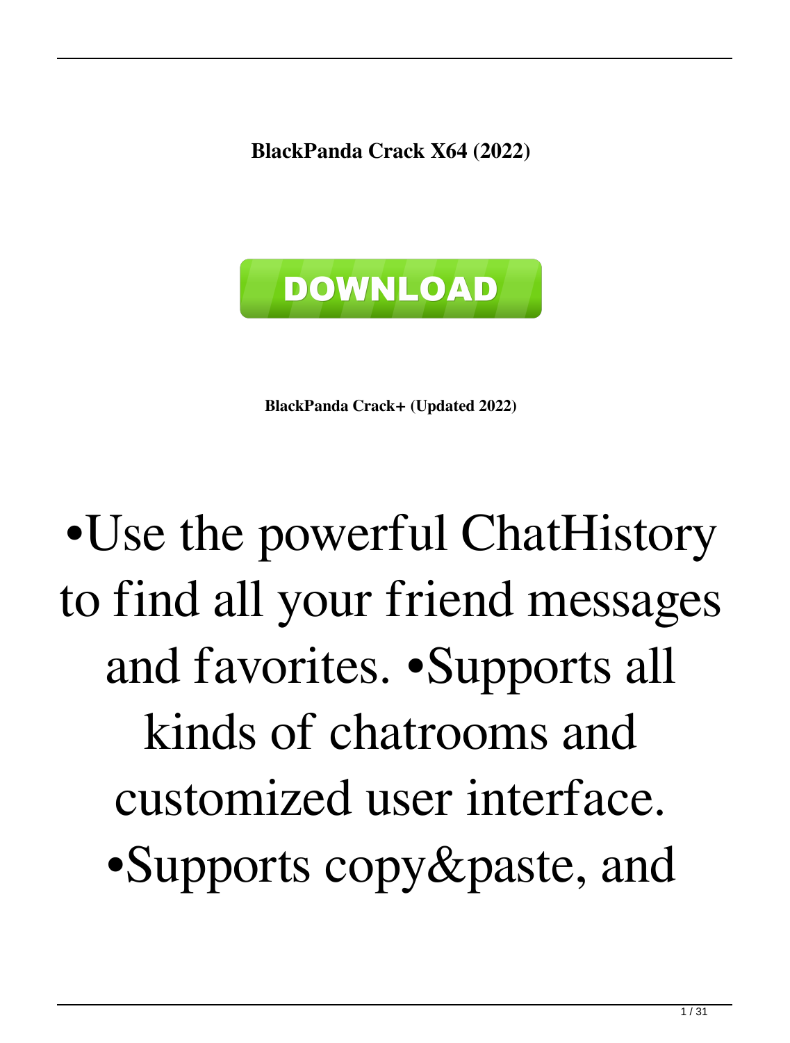**BlackPanda Crack X64 (2022)**

**DOWNLOAD**

**BlackPanda Crack+ (Updated 2022)**

•Use the powerful ChatHistory to find all your friend messages and favorites. •Supports all kinds of chatrooms and customized user interface. •Supports copy&paste, and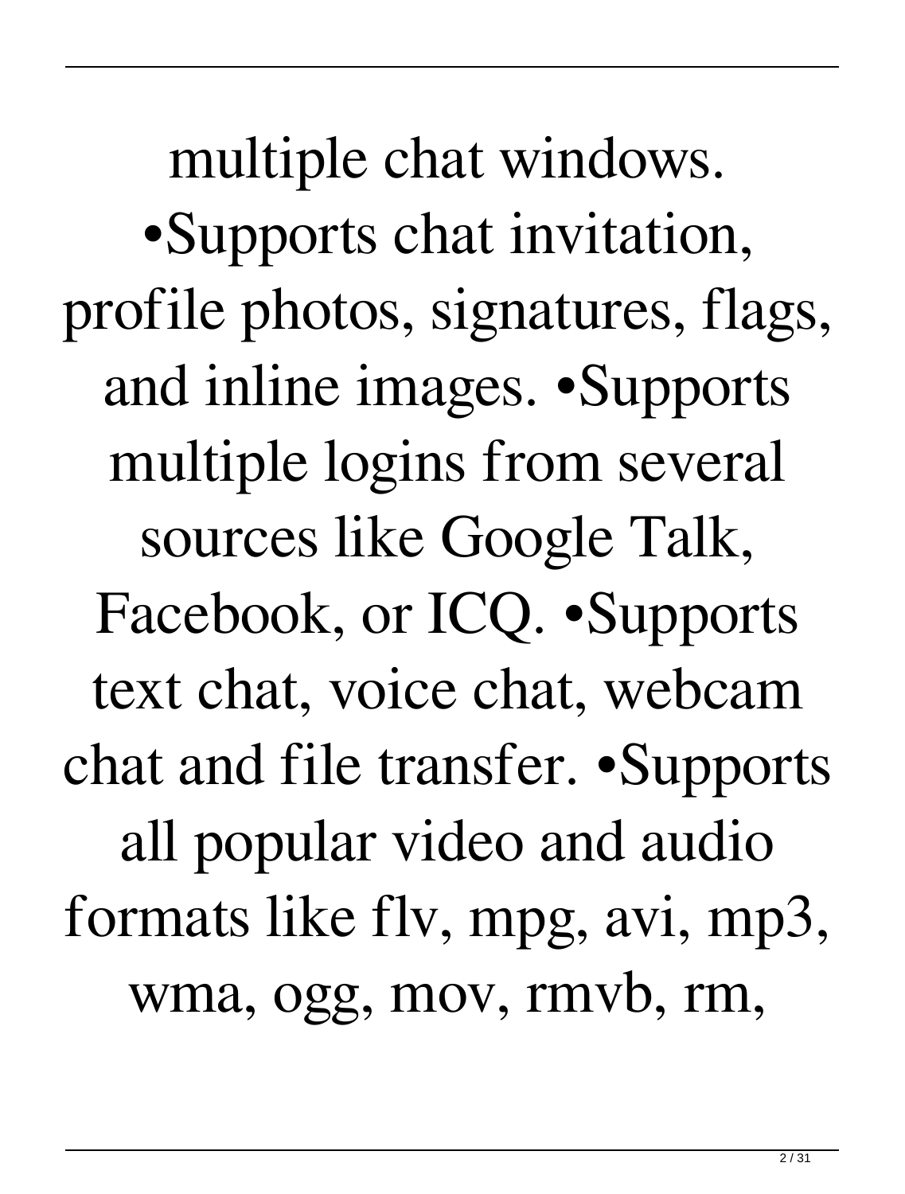multiple chat windows. •Supports chat invitation, profile photos, signatures, flags, and inline images. •Supports multiple logins from several sources like Google Talk, Facebook, or ICQ. •Supports text chat, voice chat, webcam chat and file transfer. •Supports all popular video and audio formats like flv, mpg, avi, mp3, wma, ogg, mov, rmvb, rm,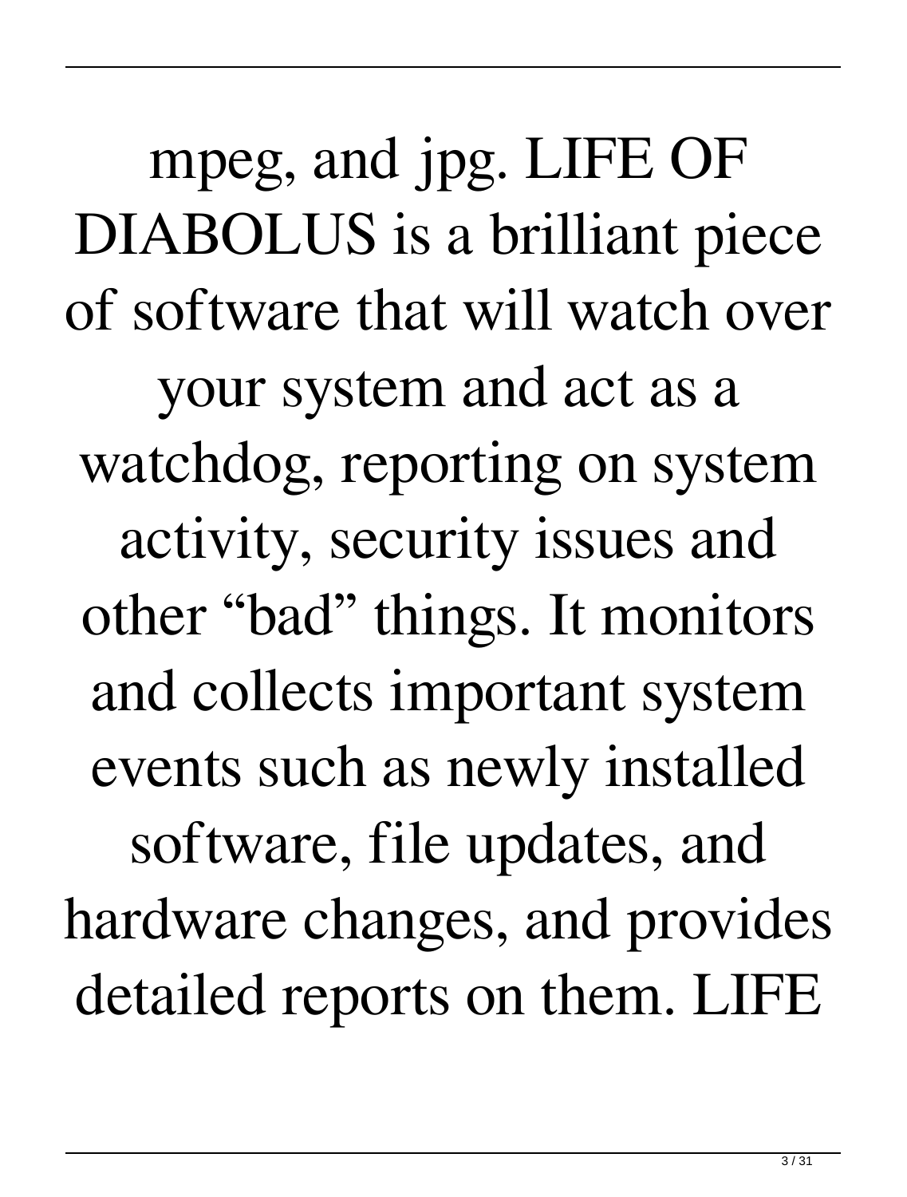mpeg, and jpg. LIFE OF DIABOLUS is a brilliant piece of software that will watch over your system and act as a watchdog, reporting on system activity, security issues and other “bad” things. It monitors and collects important system events such as newly installed software, file updates, and hardware changes, and provides detailed reports on them. LIFE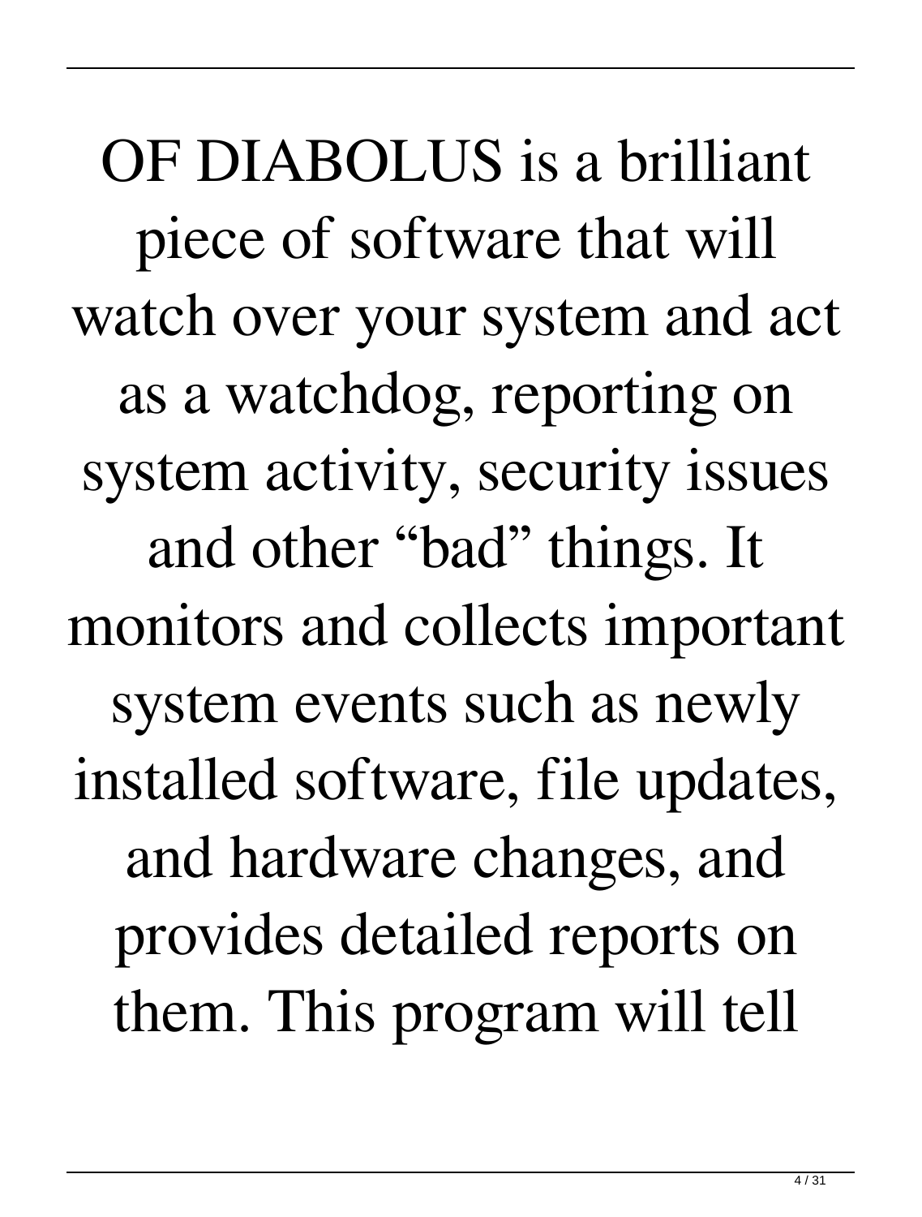OF DIABOLUS is a brilliant piece of software that will watch over your system and act as a watchdog, reporting on system activity, security issues and other “bad” things. It monitors and collects important system events such as newly installed software, file updates, and hardware changes, and provides detailed reports on them. This program will tell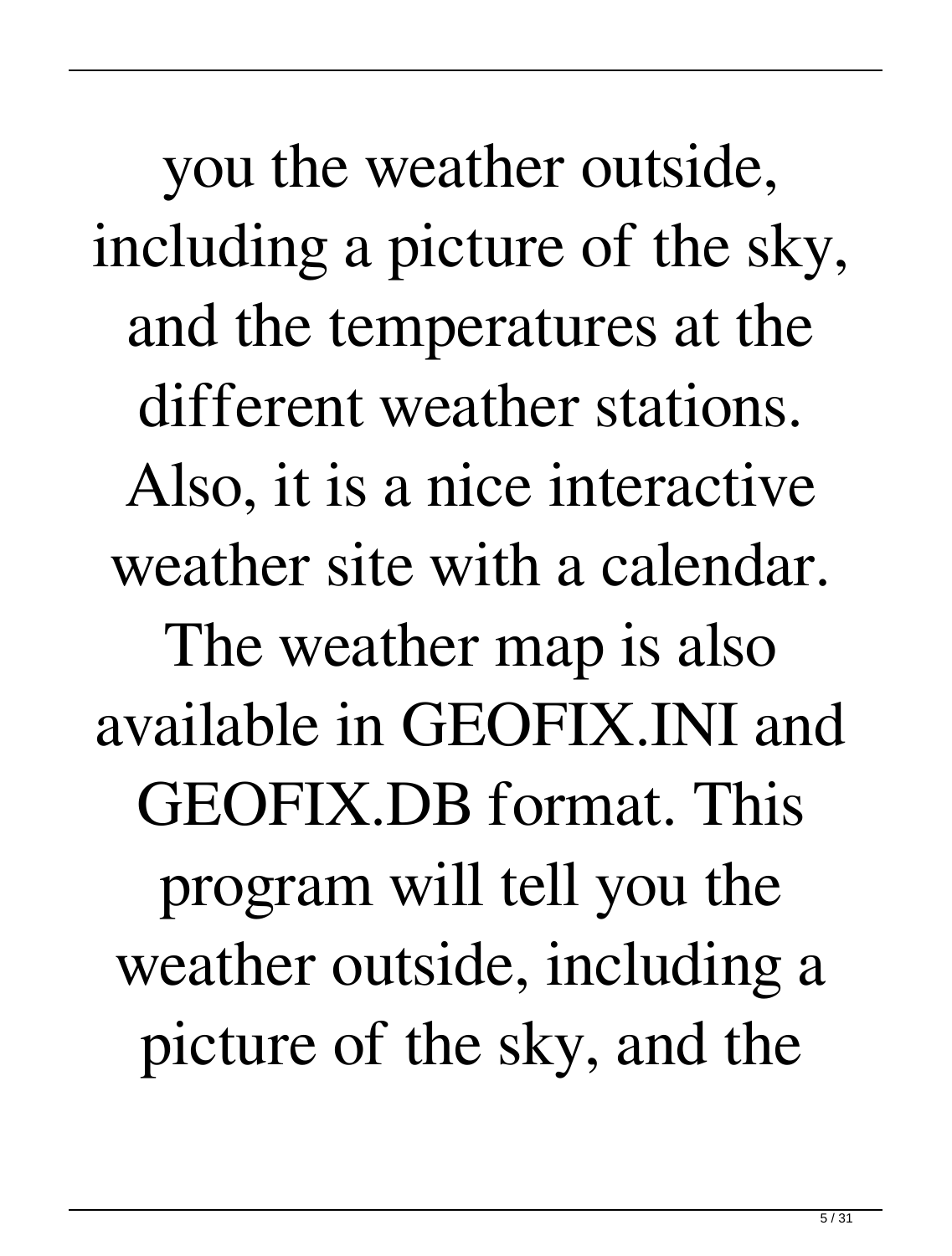you the weather outside, including a picture of the sky, and the temperatures at the different weather stations. Also, it is a nice interactive weather site with a calendar. The weather map is also available in GEOFIX.INI and GEOFIX.DB format. This program will tell you the weather outside, including a picture of the sky, and the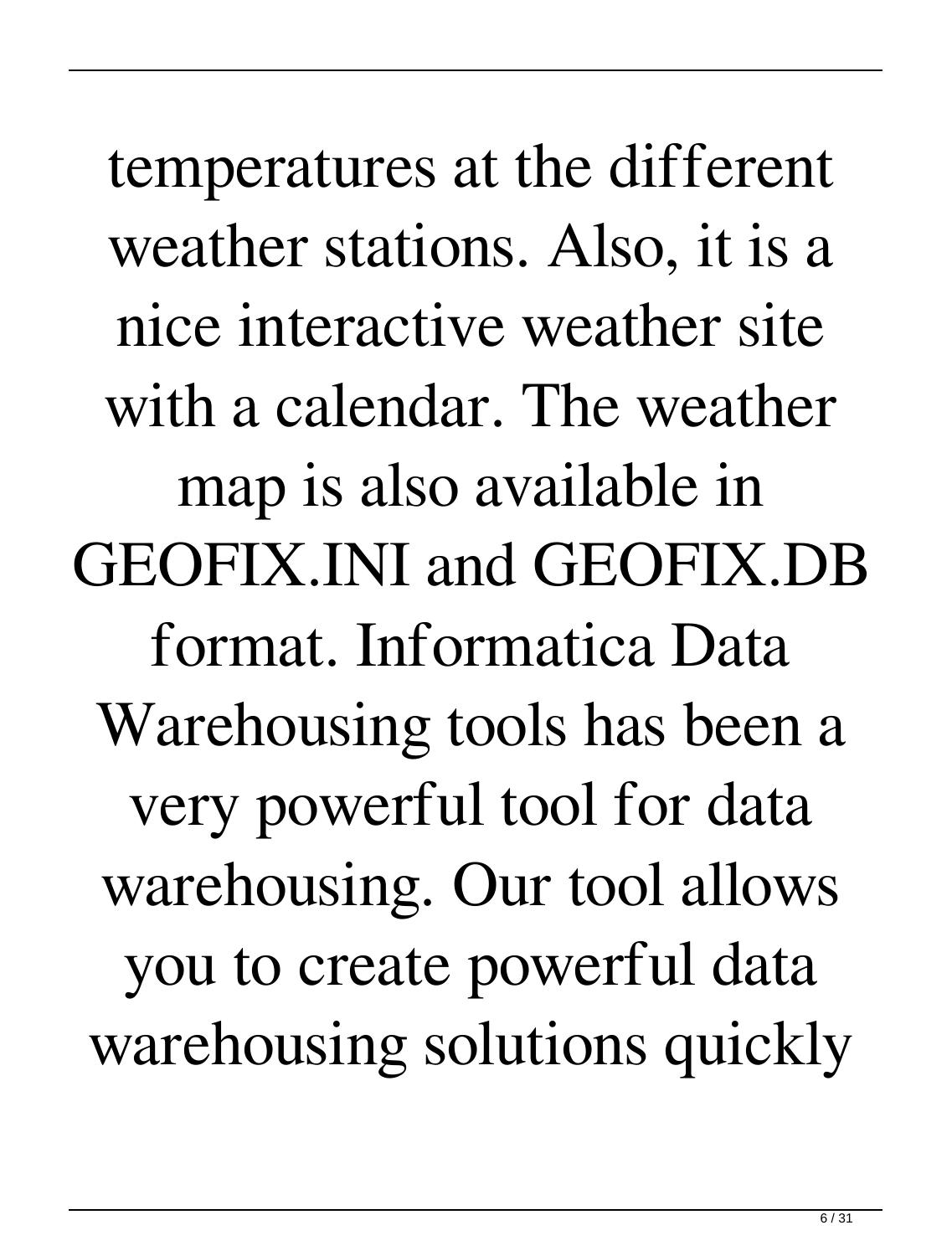temperatures at the different weather stations. Also, it is a nice interactive weather site with a calendar. The weather map is also available in GEOFIX.INI and GEOFIX.DB format. Informatica Data Warehousing tools has been a very powerful tool for data warehousing. Our tool allows you to create powerful data warehousing solutions quickly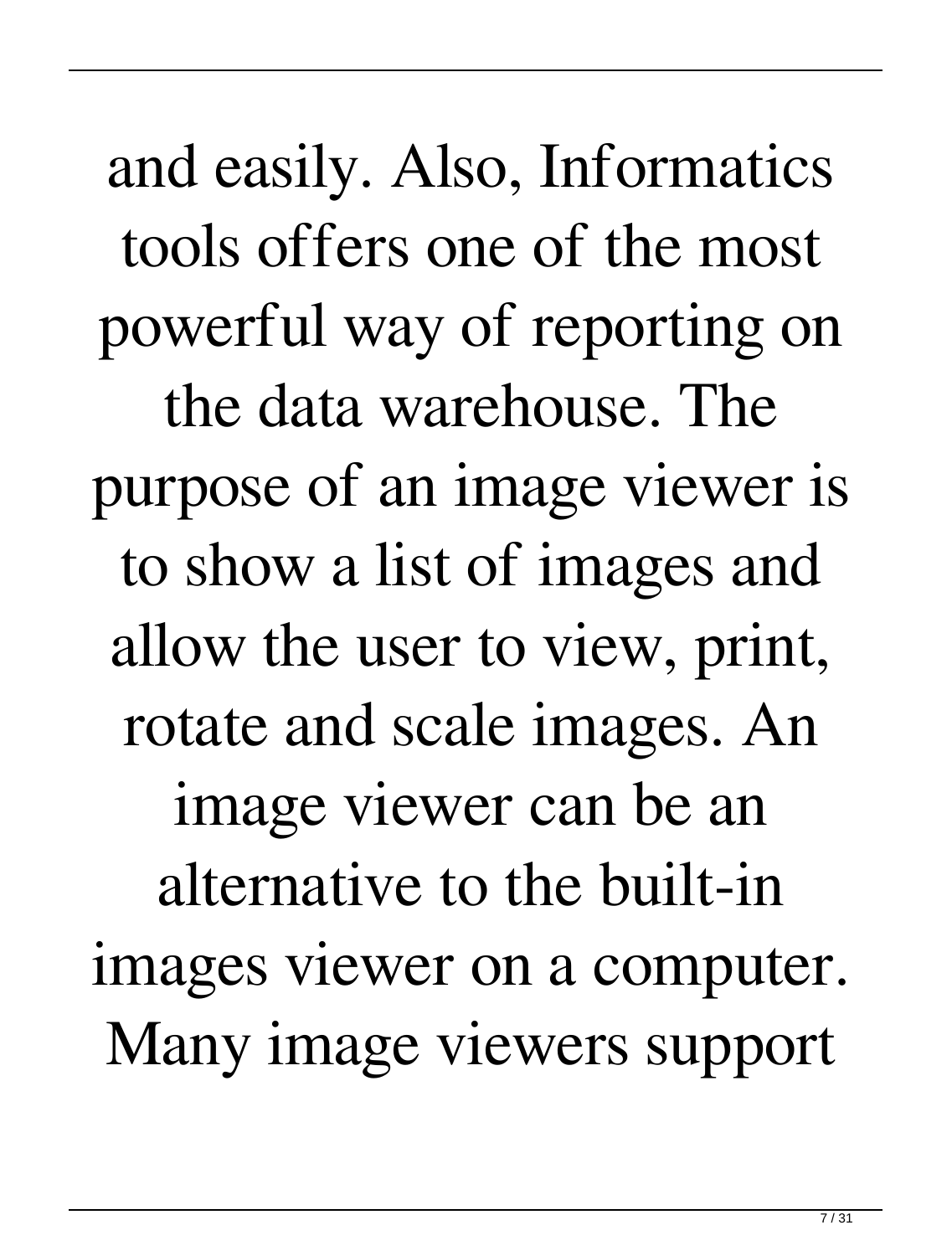and easily. Also, Informatics tools offers one of the most powerful way of reporting on the data warehouse. The purpose of an image viewer is to show a list of images and allow the user to view, print, rotate and scale images. An image viewer can be an alternative to the built-in images viewer on a computer. Many image viewers support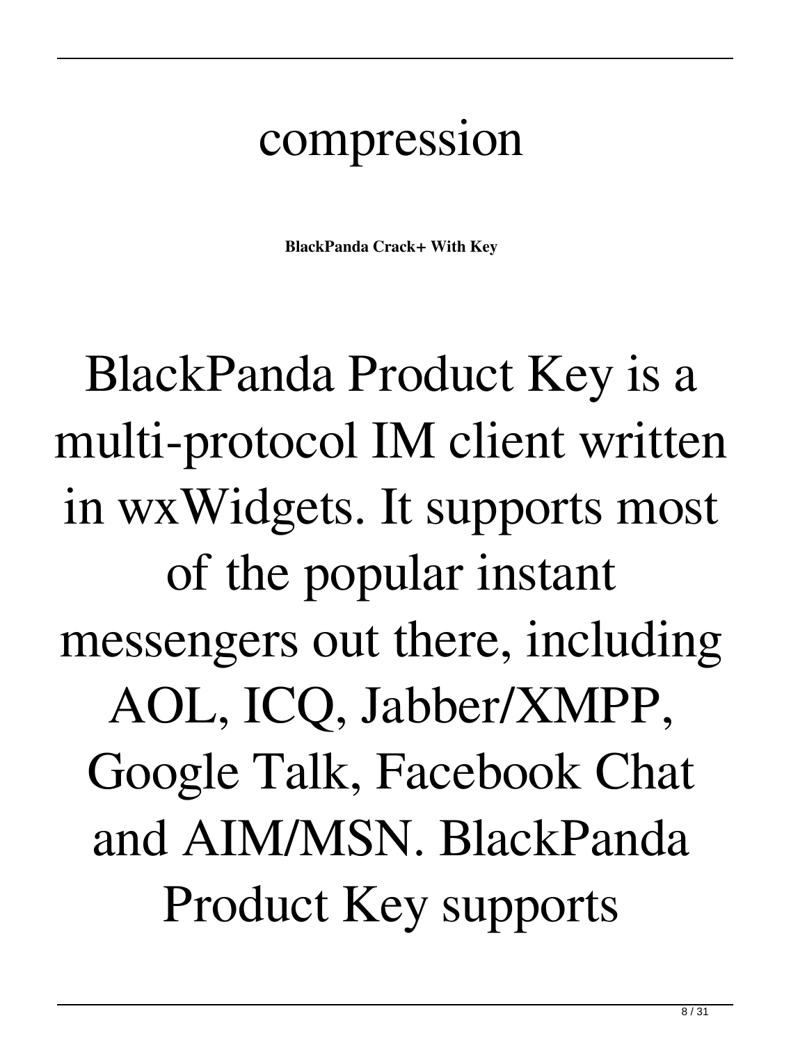# compression

**BlackPanda Crack+ With Key**

BlackPanda Product Key is a multi-protocol IM client written in wxWidgets. It supports most of the popular instant messengers out there, including AOL, ICQ, Jabber/XMPP, Google Talk, Facebook Chat and AIM/MSN. BlackPanda Product Key supports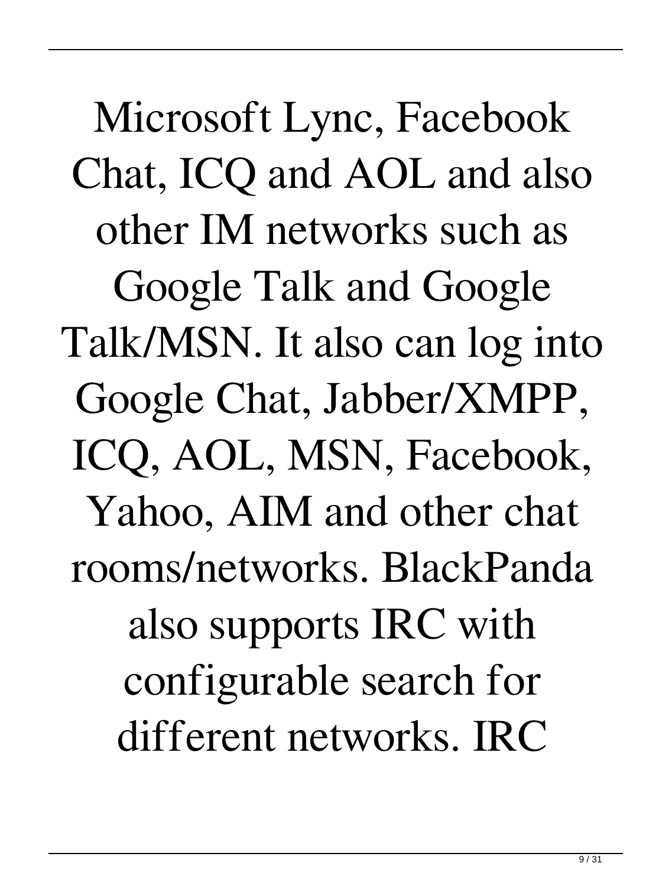Microsoft Lync, Facebook Chat, ICQ and AOL and also other IM networks such as Google Talk and Google Talk/MSN. It also can log into Google Chat, Jabber/XMPP, ICQ, AOL, MSN, Facebook, Yahoo, AIM and other chat rooms/networks. BlackPanda also supports IRC with configurable search for different networks. IRC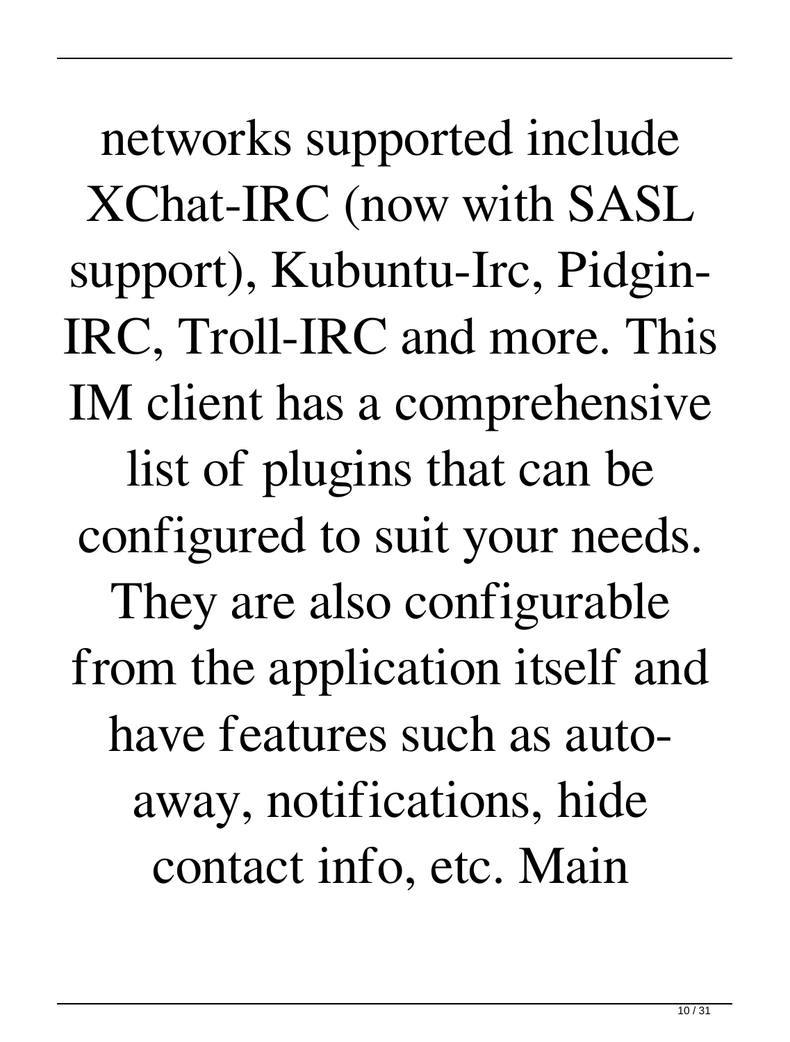networks supported include XChat-IRC (now with SASL support), Kubuntu-Irc, Pidgin-IRC, Troll-IRC and more. This IM client has a comprehensive list of plugins that can be configured to suit your needs. They are also configurable from the application itself and have features such as auto-away, notifications, hide contact info, etc. Main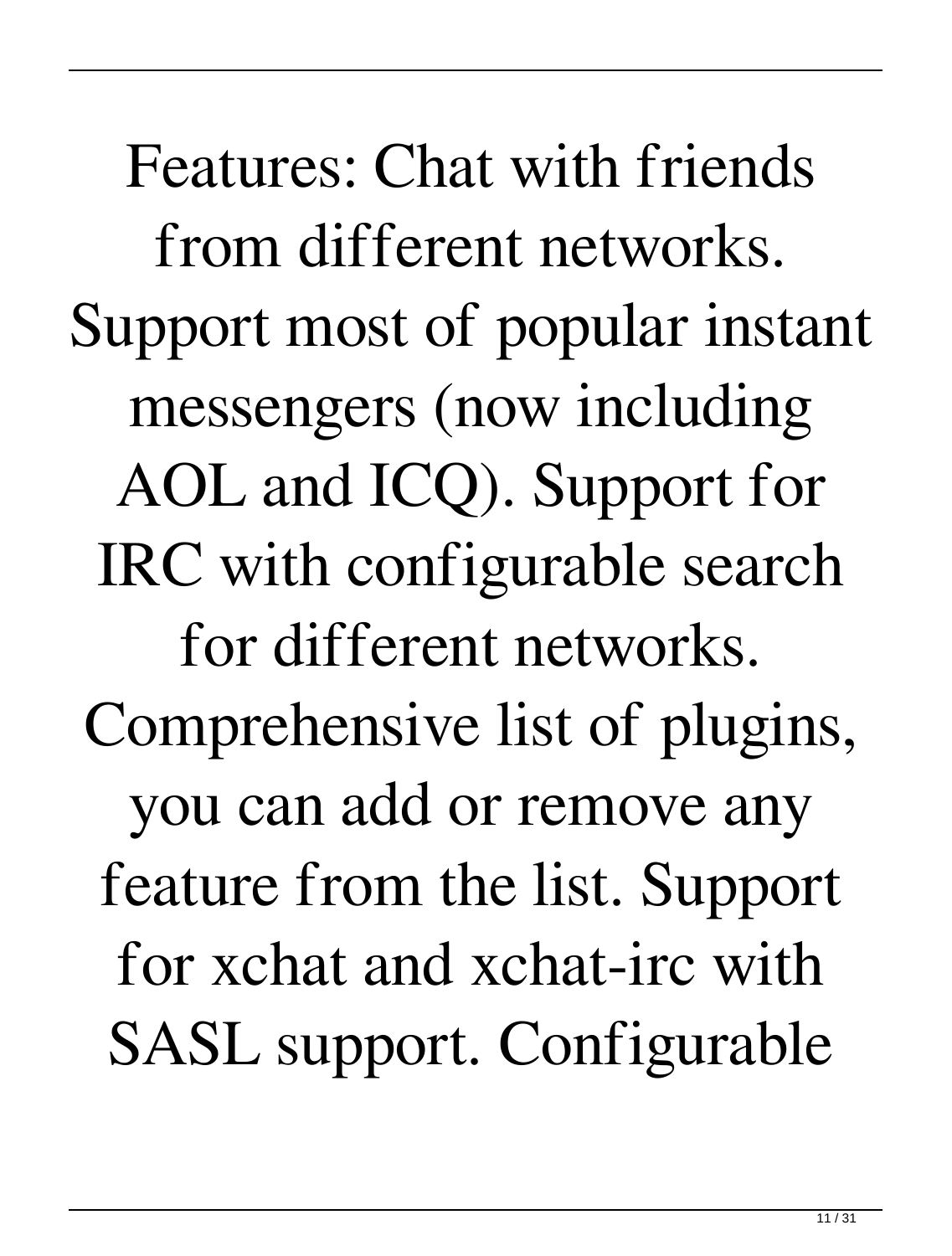Features: Chat with friends from different networks. Support most of popular instant messengers (now including AOL and ICQ). Support for IRC with configurable search for different networks. Comprehensive list of plugins, you can add or remove any feature from the list. Support for xchat and xchat-irc with SASL support. Configurable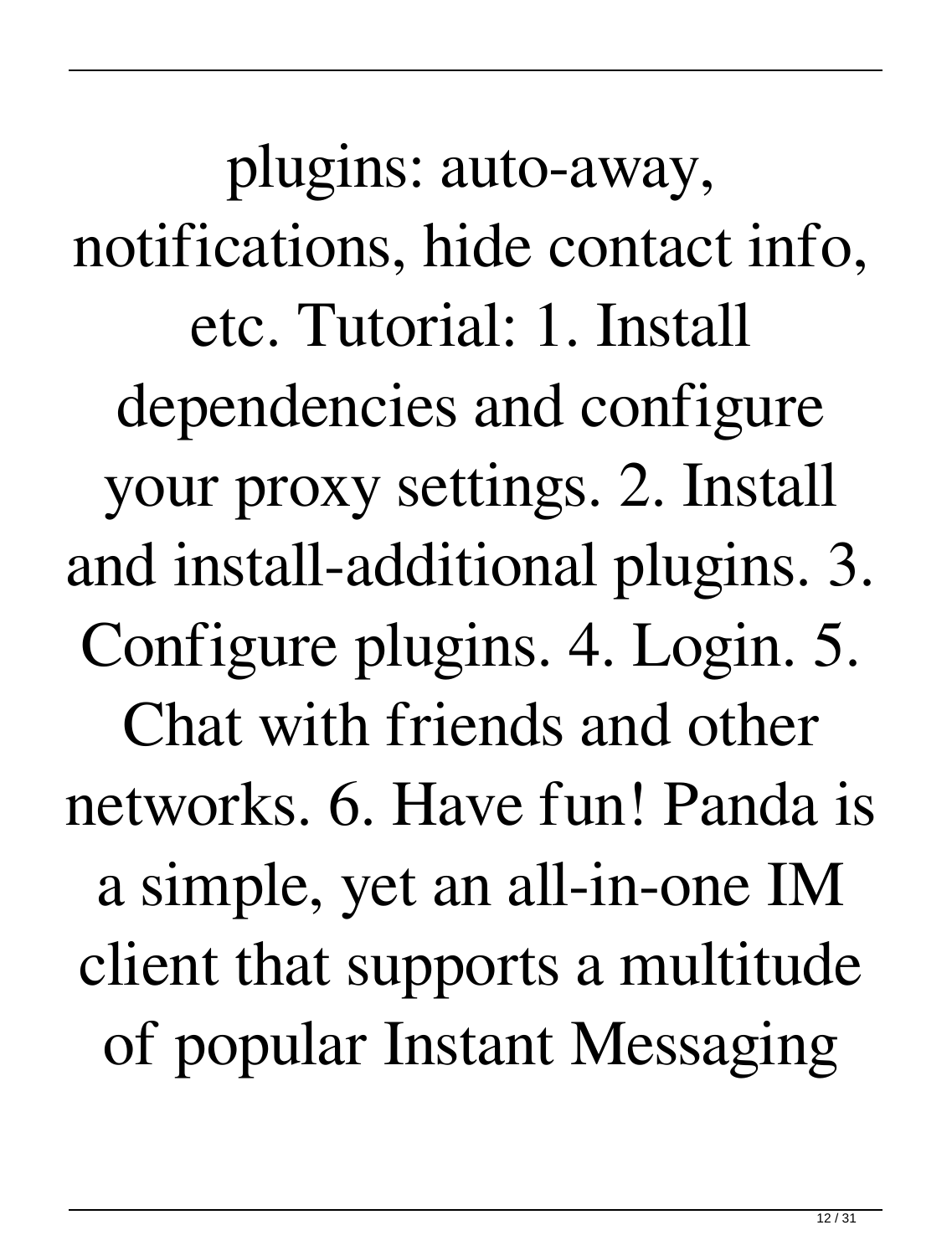plugins: auto-away, notifications, hide contact info, etc. Tutorial: 1. Install dependencies and configure your proxy settings. 2. Install and install-additional plugins. 3. Configure plugins. 4. Login. 5. Chat with friends and other networks. 6. Have fun! Panda is a simple, yet an all-in-one IM client that supports a multitude of popular Instant Messaging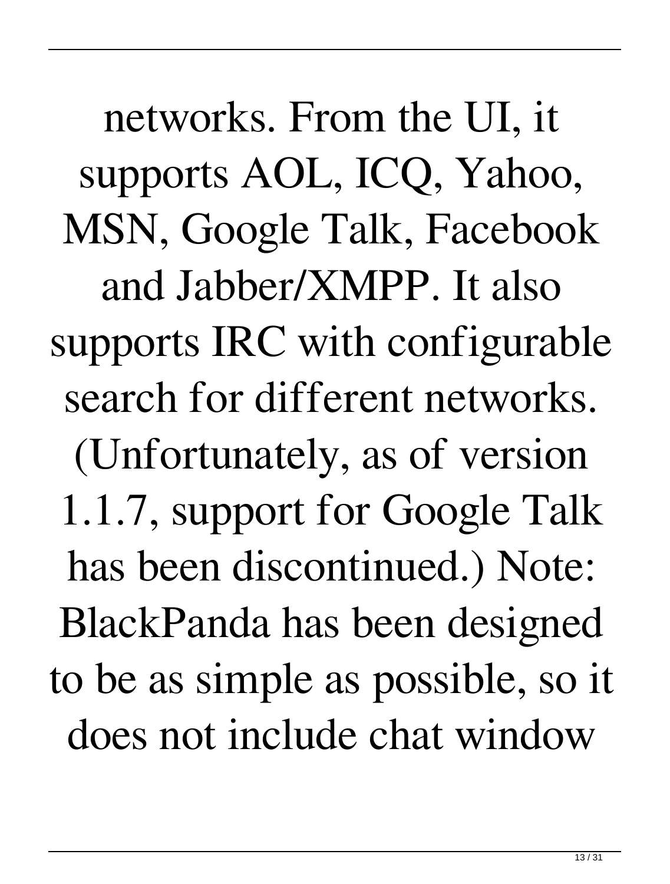networks. From the UI, it supports AOL, ICQ, Yahoo, MSN, Google Talk, Facebook and Jabber/XMPP. It also supports IRC with configurable search for different networks. (Unfortunately, as of version 1.1.7, support for Google Talk has been discontinued.) Note: BlackPanda has been designed to be as simple as possible, so it does not include chat window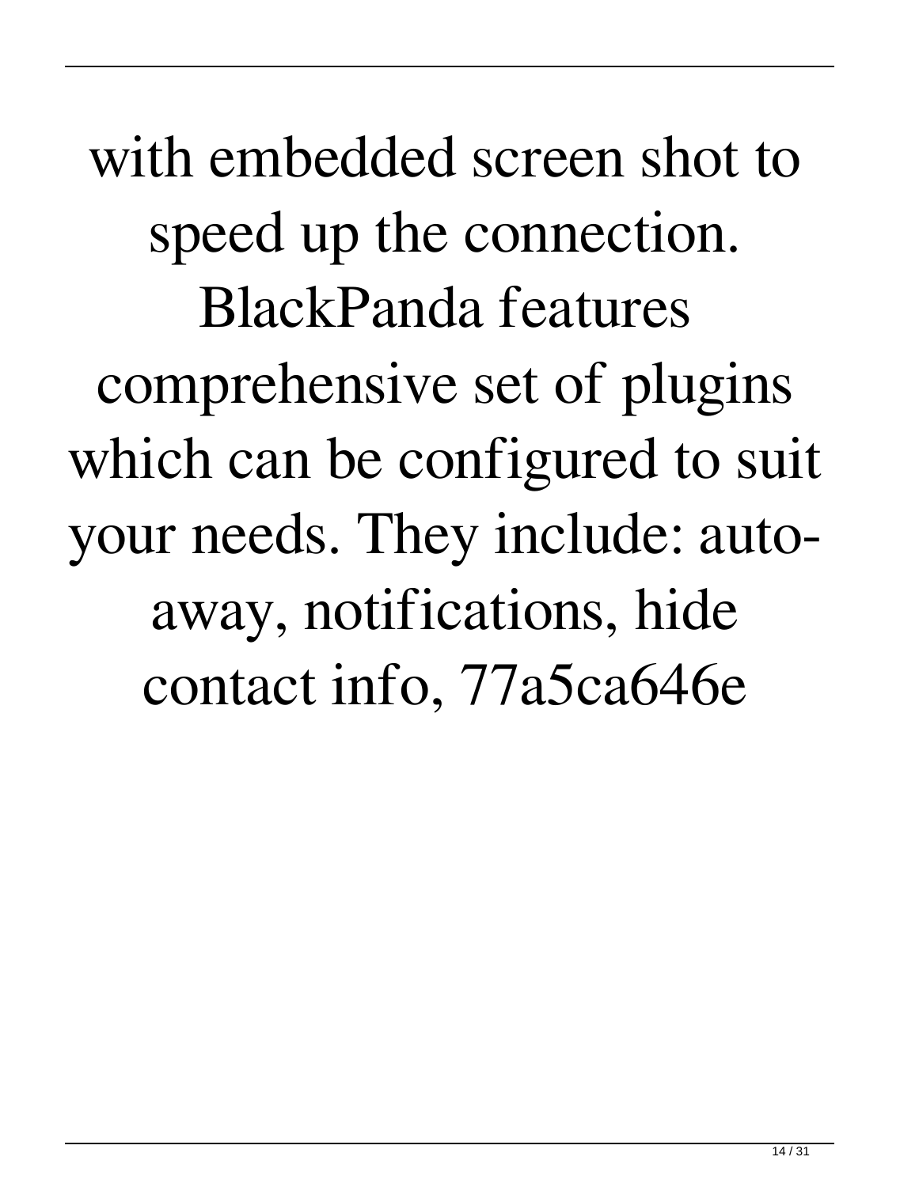with embedded screen shot to speed up the connection. BlackPanda features comprehensive set of plugins which can be configured to suit your needs. They include: auto-away, notifications, hide contact info, 77a5ca646e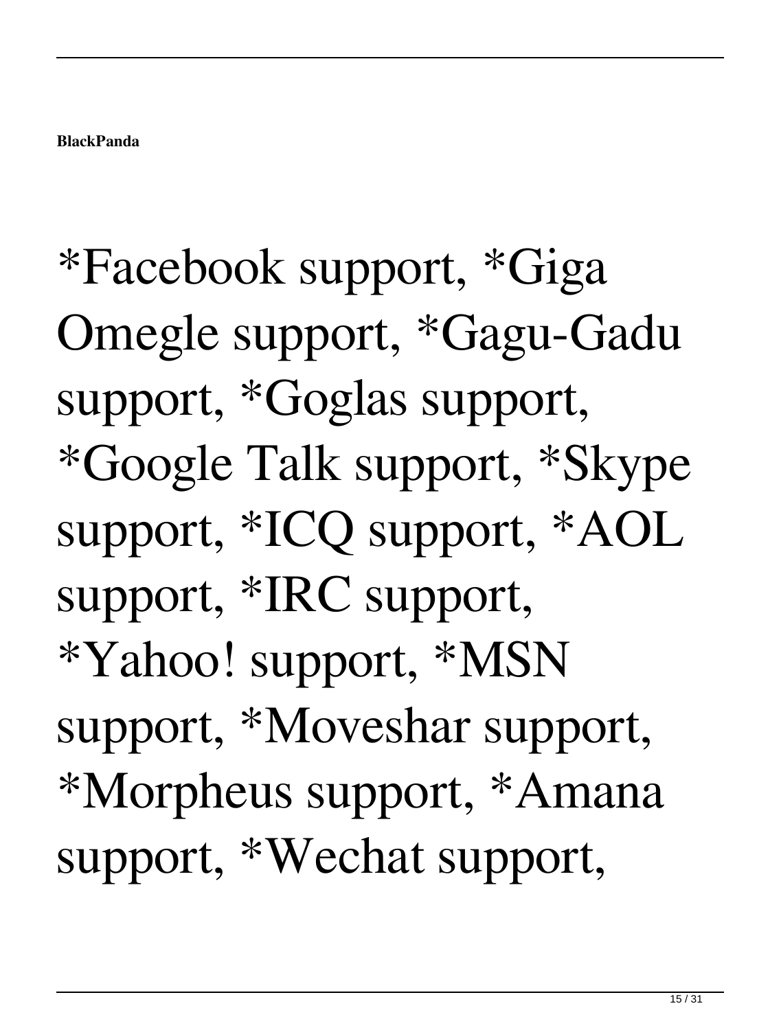*Facebook support, *Giga Omegle support, *Gagu-Gadu support, *Goglas support, *Google Talk support, *Skype support, *ICQ support, *AOL support, *IRC support, *Yahoo! support, *MSN support, *Moveshar support, *Morpheus support, *Amana support, *Wechat support,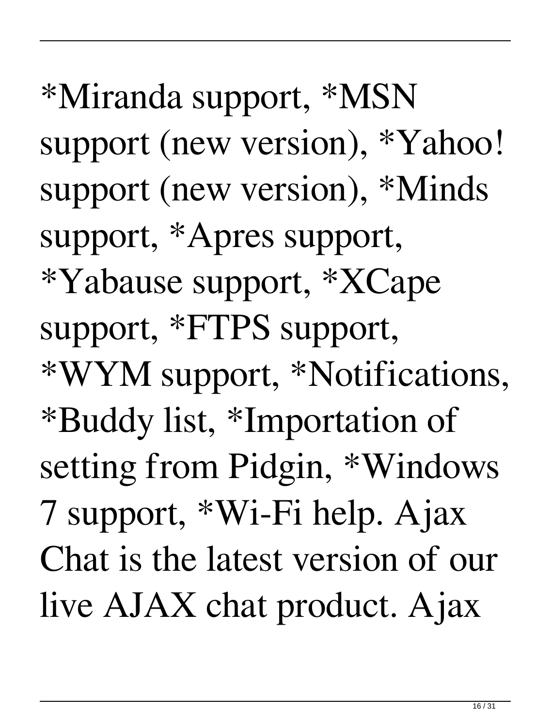*Miranda support, *MSN support (new version), *Yahoo! support (new version), *Minds support, *Apres support, *Yabause support, *XCape support, *FTPS support, *WYM support, *Notifications, *Buddy list, *Importation of setting from Pidgin, *Windows 7 support, *Wi-Fi help. Ajax Chat is the latest version of our live AJAX chat product. Ajax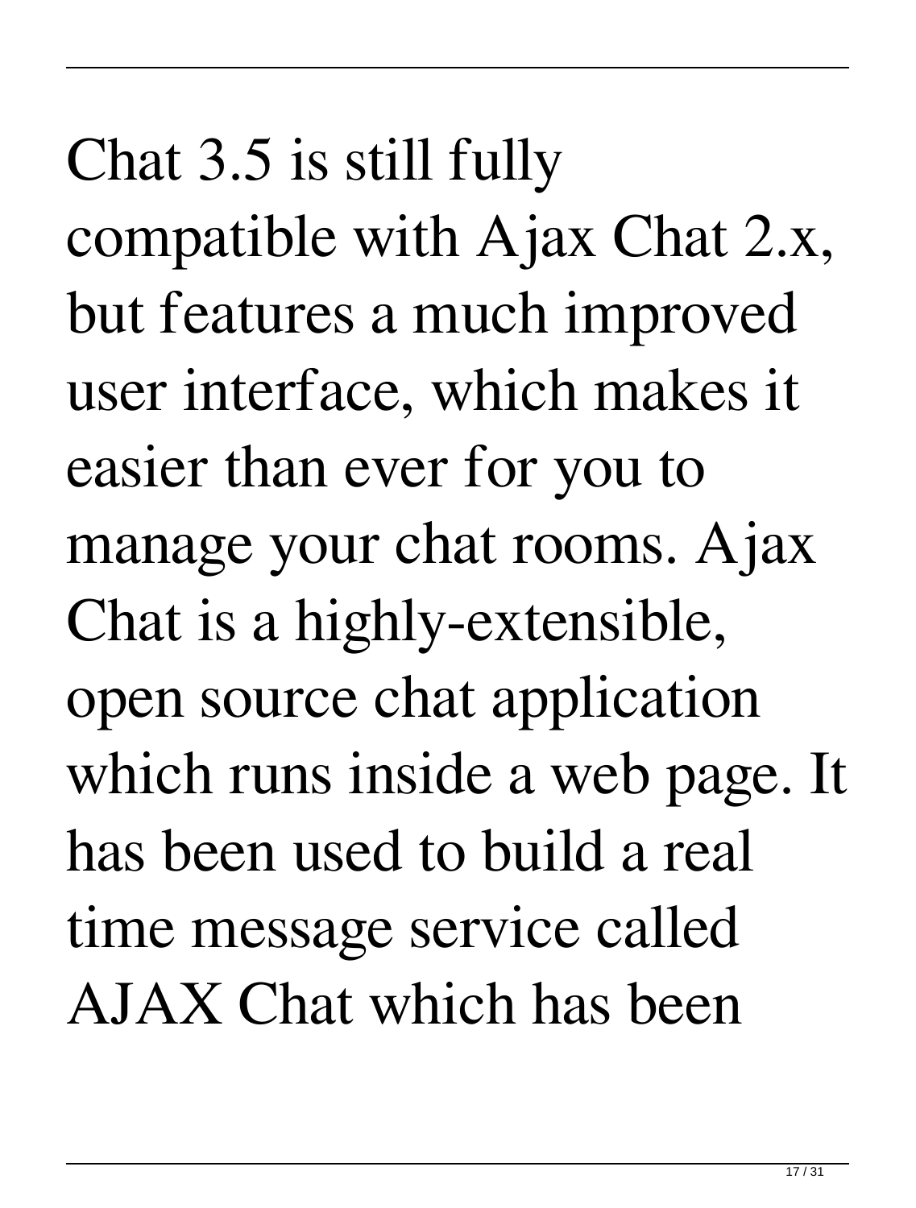Chat 3.5 is still fully compatible with Ajax Chat 2.x, but features a much improved user interface, which makes it easier than ever for you to manage your chat rooms. Ajax Chat is a highly-extensible, open source chat application which runs inside a web page. It has been used to build a real time message service called AJAX Chat which has been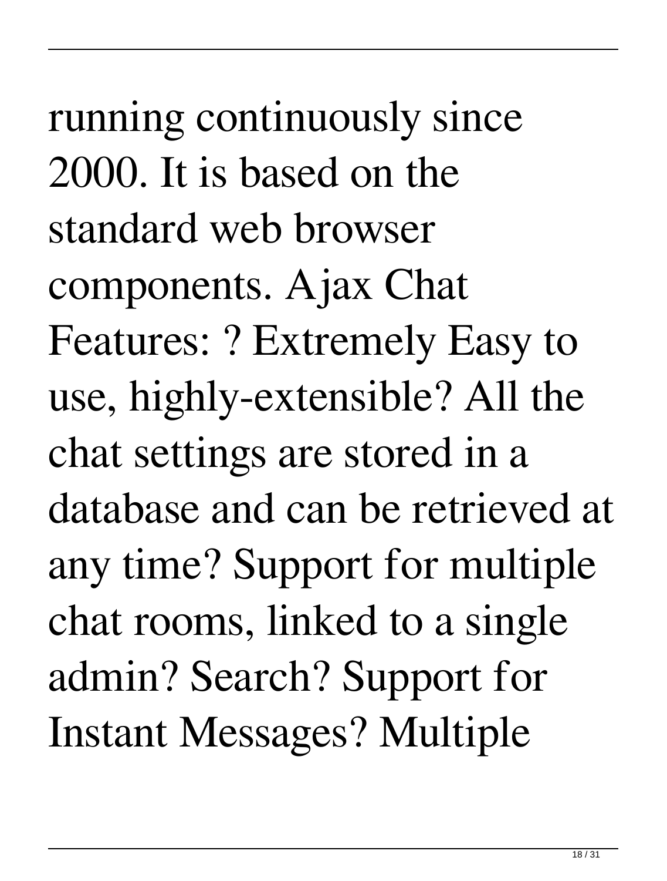running continuously since 2000. It is based on the standard web browser components. Ajax Chat Features: ? Extremely Easy to use, highly-extensible? All the chat settings are stored in a database and can be retrieved at any time? Support for multiple chat rooms, linked to a single admin? Search? Support for Instant Messages? Multiple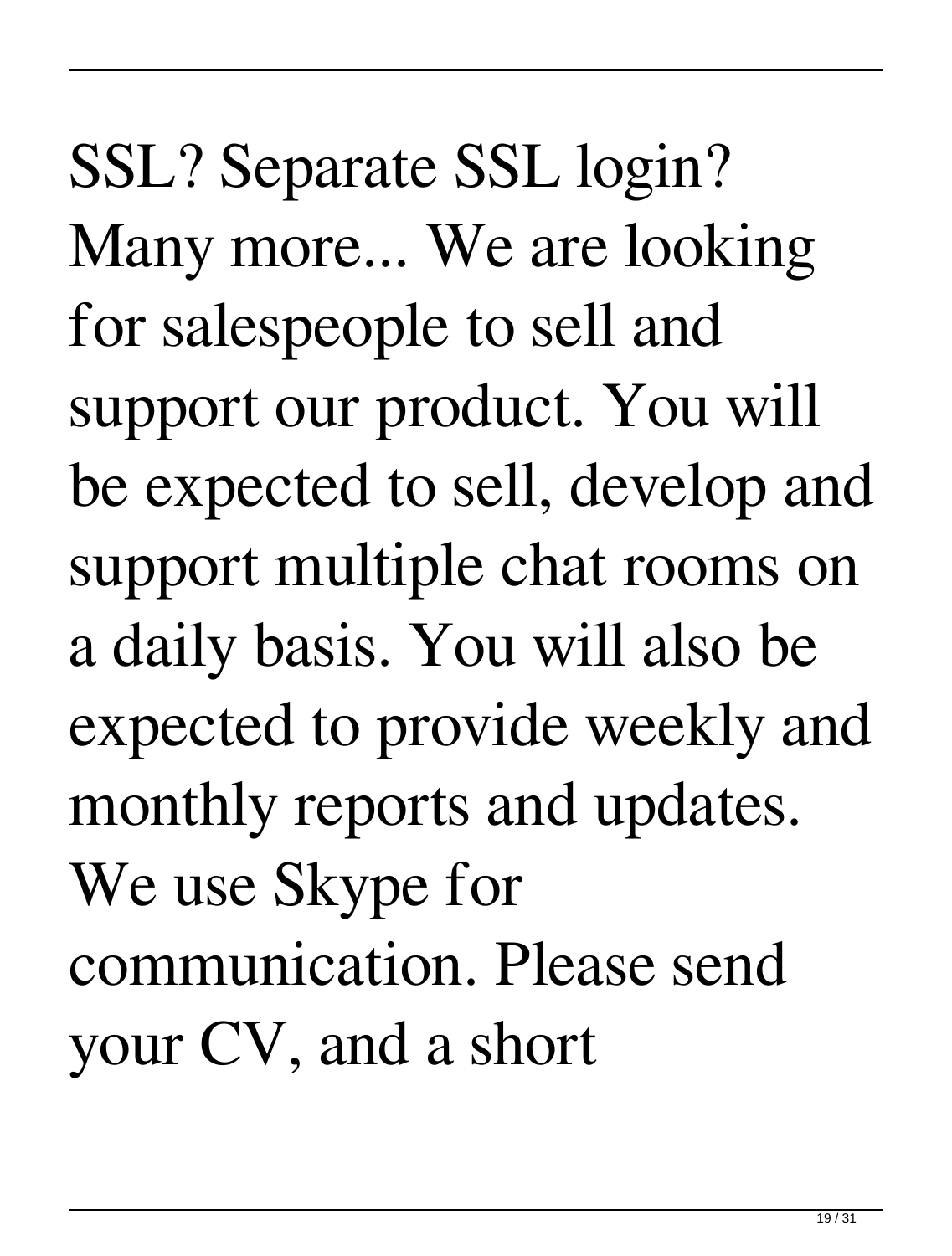SSL? Separate SSL login? Many more... We are looking for salespeople to sell and support our product. You will be expected to sell, develop and support multiple chat rooms on a daily basis. You will also be expected to provide weekly and monthly reports and updates. We use Skype for communication. Please send your CV, and a short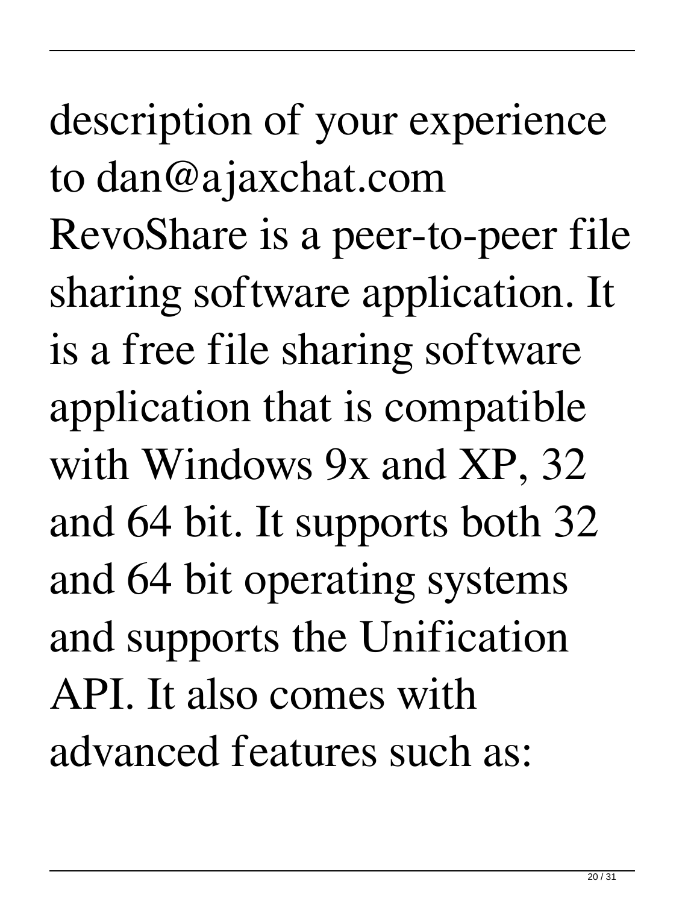description of your experience to dan@ajaxchat.com

RevoShare is a peer-to-peer file sharing software application. It is a free file sharing software application that is compatible with Windows 9x and XP, 32 and 64 bit. It supports both 32 and 64 bit operating systems and supports the Unification API. It also comes with advanced features such as: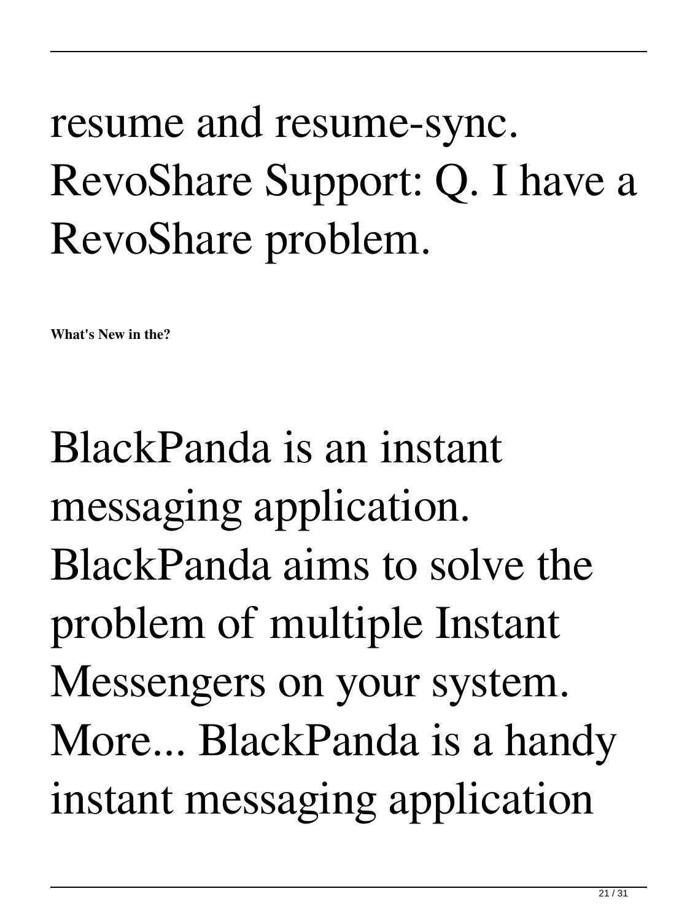resume and resume-sync. RevoShare Support: Q. I have a RevoShare problem.

**What's New in the?**

BlackPanda is an instant messaging application. BlackPanda aims to solve the problem of multiple Instant Messengers on your system. More... BlackPanda is a handy instant messaging application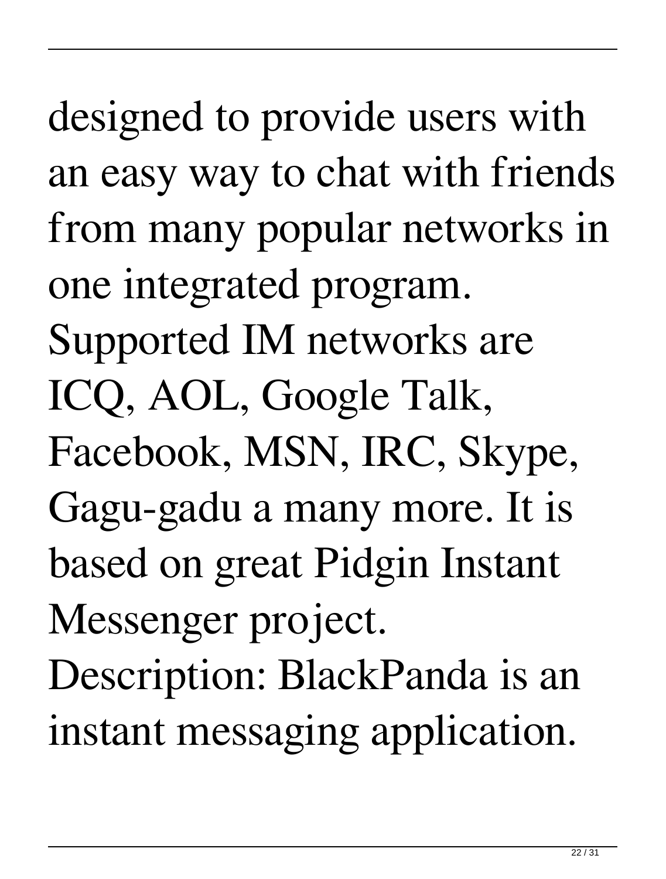designed to provide users with an easy way to chat with friends from many popular networks in one integrated program. Supported IM networks are ICQ, AOL, Google Talk, Facebook, MSN, IRC, Skype, Gagu-gadu a many more. It is based on great Pidgin Instant Messenger project.

Description: BlackPanda is an instant messaging application.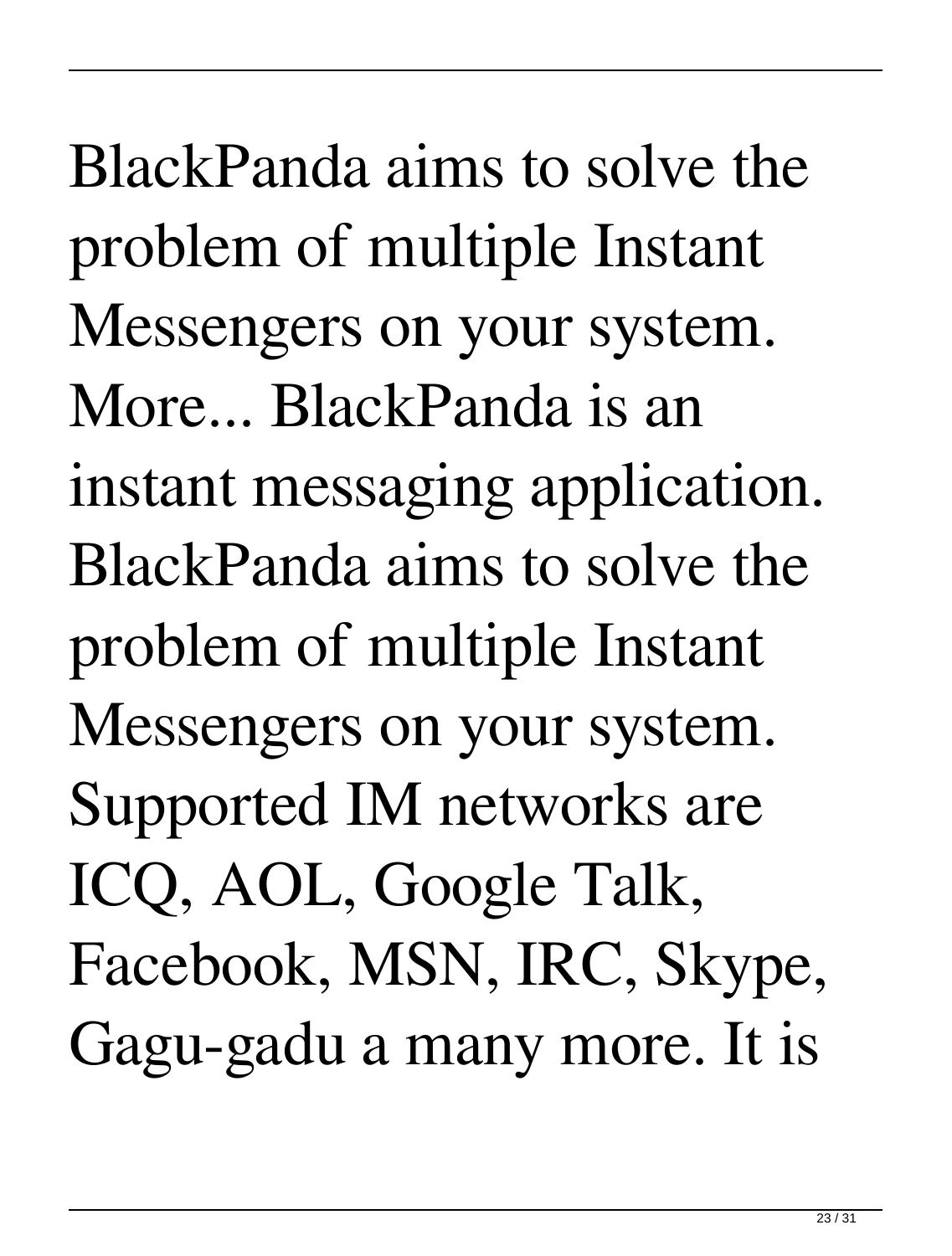BlackPanda aims to solve the problem of multiple Instant Messengers on your system. More... BlackPanda is an instant messaging application. BlackPanda aims to solve the problem of multiple Instant Messengers on your system. Supported IM networks are ICQ, AOL, Google Talk, Facebook, MSN, IRC, Skype, Gagu-gadu a many more. It is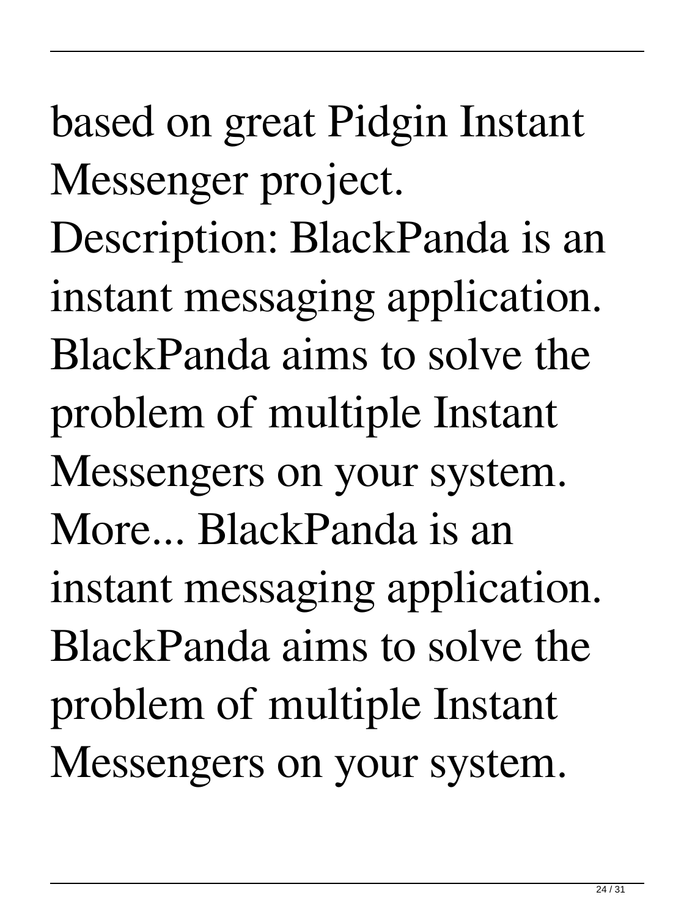based on great Pidgin Instant Messenger project.
Description: BlackPanda is an instant messaging application. BlackPanda aims to solve the problem of multiple Instant Messengers on your system. More... BlackPanda is an instant messaging application. BlackPanda aims to solve the problem of multiple Instant Messengers on your system.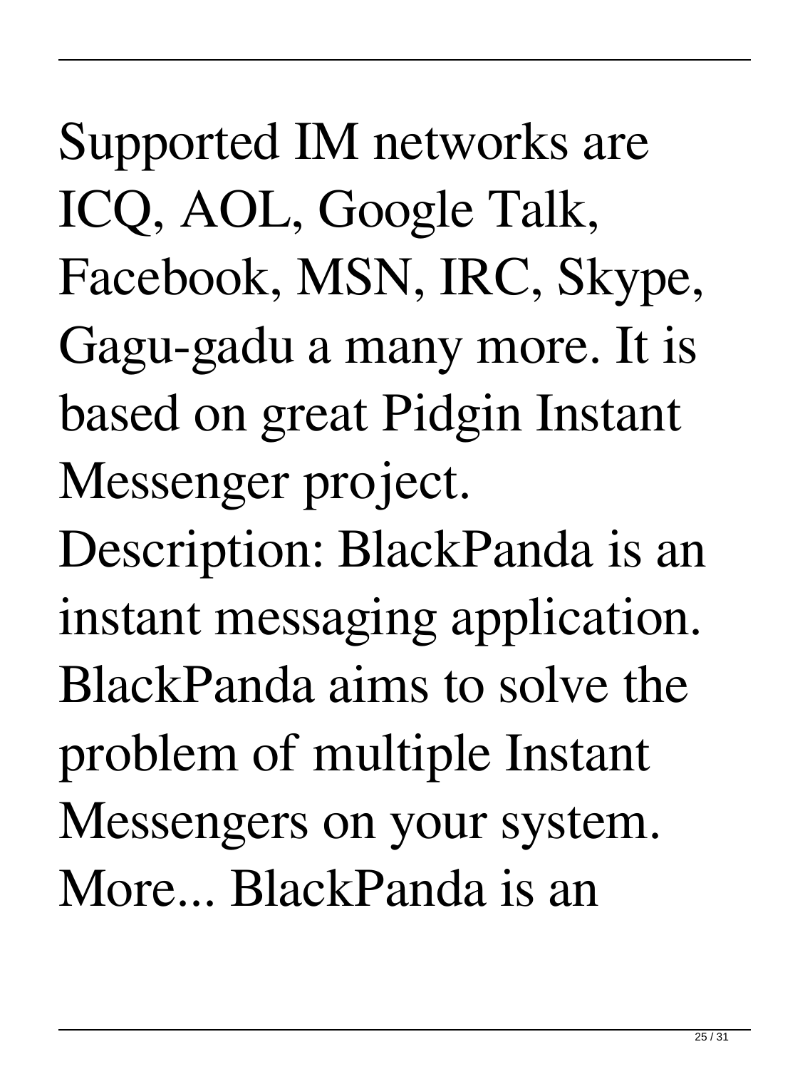Supported IM networks are ICQ, AOL, Google Talk, Facebook, MSN, IRC, Skype, Gagu-gadu a many more. It is based on great Pidgin Instant Messenger project. Description: BlackPanda is an instant messaging application. BlackPanda aims to solve the problem of multiple Instant Messengers on your system. More... BlackPanda is an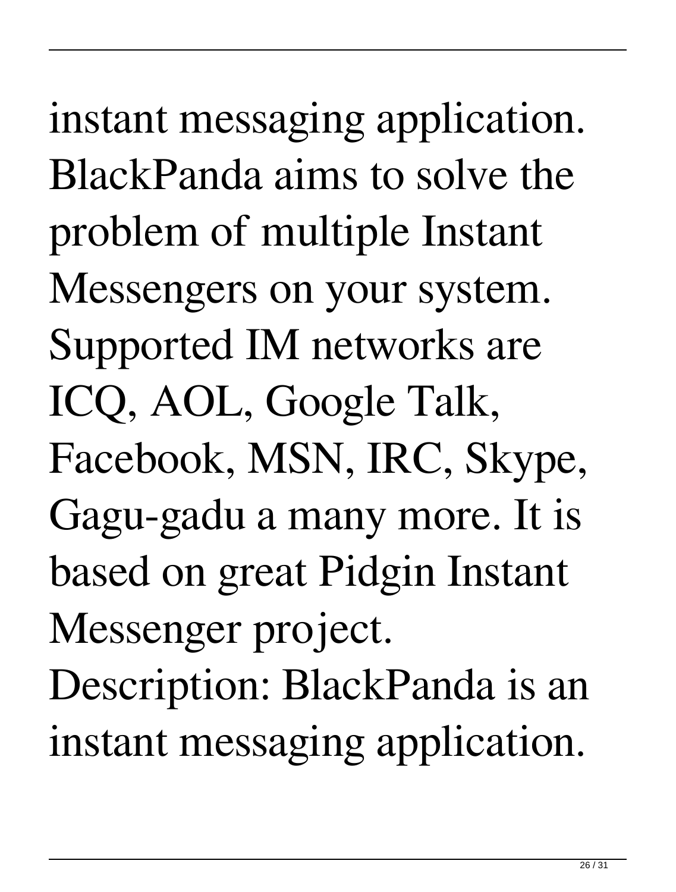instant messaging application. BlackPanda aims to solve the problem of multiple Instant Messengers on your system. Supported IM networks are ICQ, AOL, Google Talk, Facebook, MSN, IRC, Skype, Gagu-gadu a many more. It is based on great Pidgin Instant Messenger project.

Description: BlackPanda is an instant messaging application.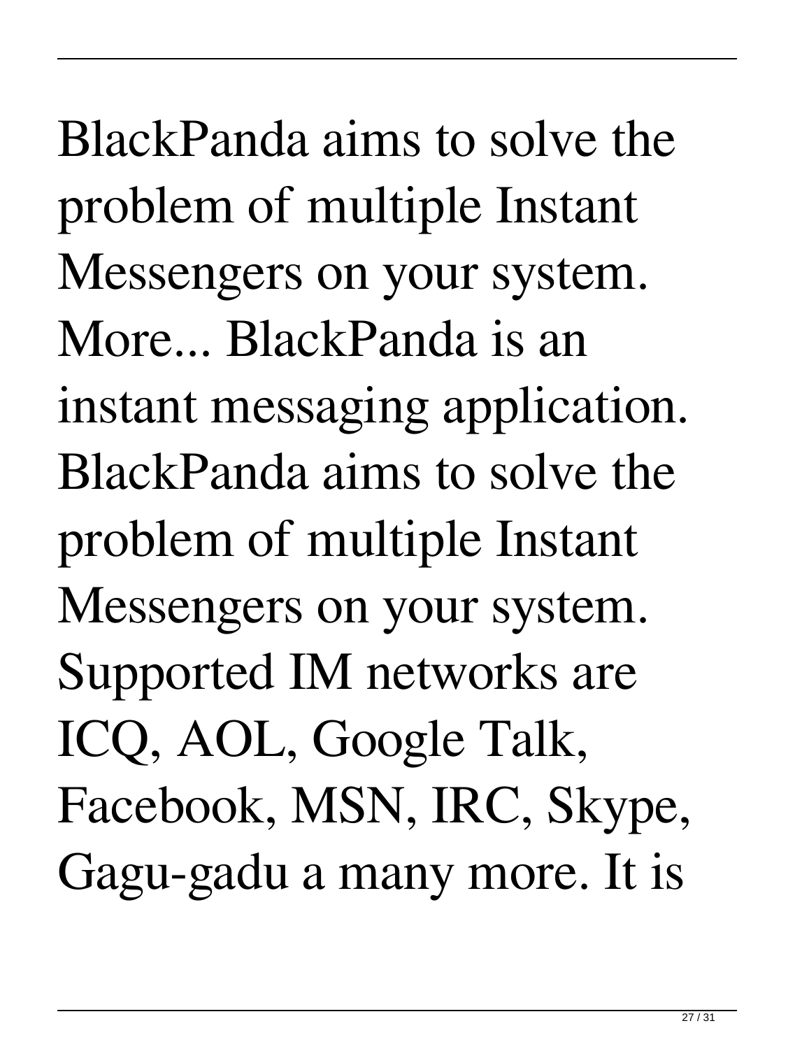BlackPanda aims to solve the problem of multiple Instant Messengers on your system. More... BlackPanda is an instant messaging application. BlackPanda aims to solve the problem of multiple Instant Messengers on your system. Supported IM networks are ICQ, AOL, Google Talk, Facebook, MSN, IRC, Skype, Gagu-gadu a many more. It is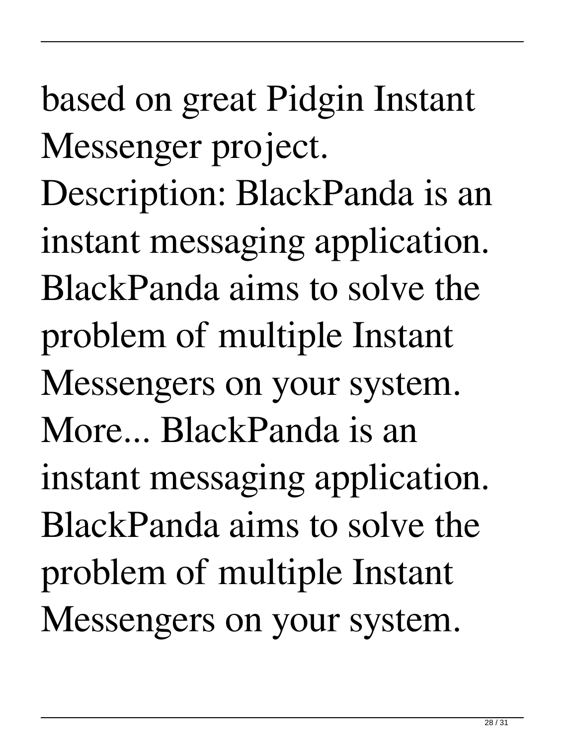based on great Pidgin Instant Messenger project. Description: BlackPanda is an instant messaging application. BlackPanda aims to solve the problem of multiple Instant Messengers on your system. More... BlackPanda is an instant messaging application. BlackPanda aims to solve the problem of multiple Instant Messengers on your system.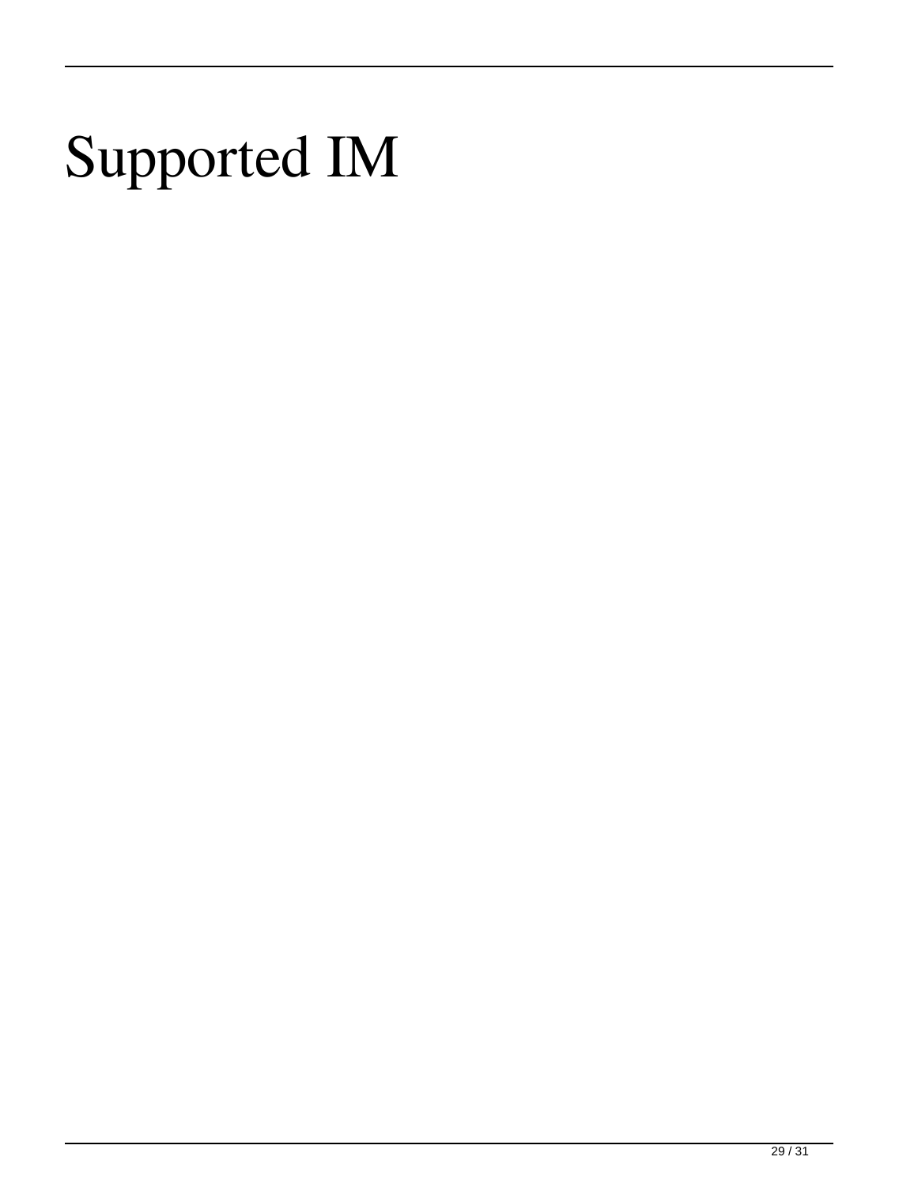# Supported IM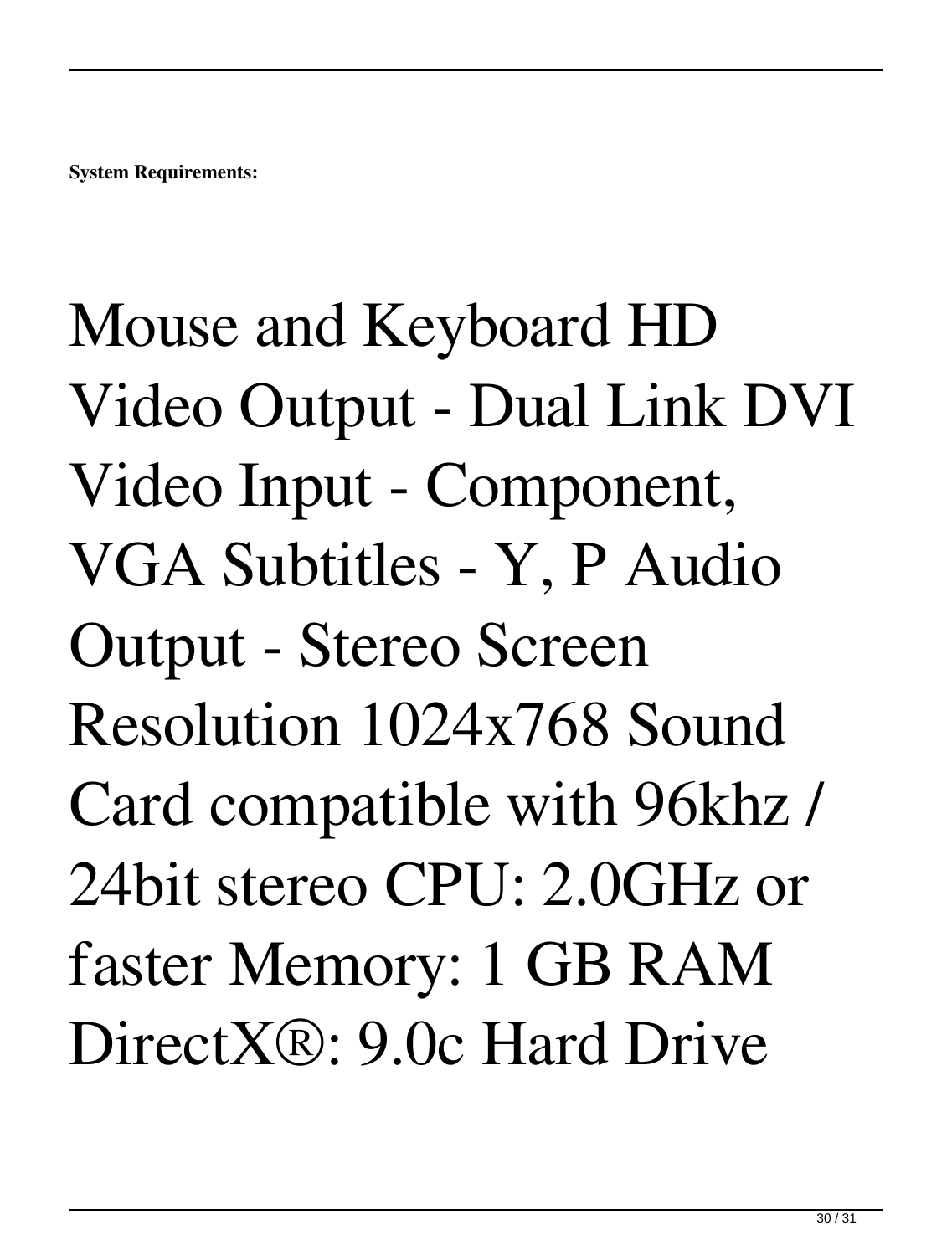**System Requirements:**

Mouse and Keyboard HD Video Output - Dual Link DVI Video Input - Component, VGA Subtitles - Y, P Audio Output - Stereo Screen Resolution 1024x768 Sound Card compatible with 96khz / 24bit stereo CPU: 2.0GHz or faster Memory: 1 GB RAM DirectX®: 9.0c Hard Drive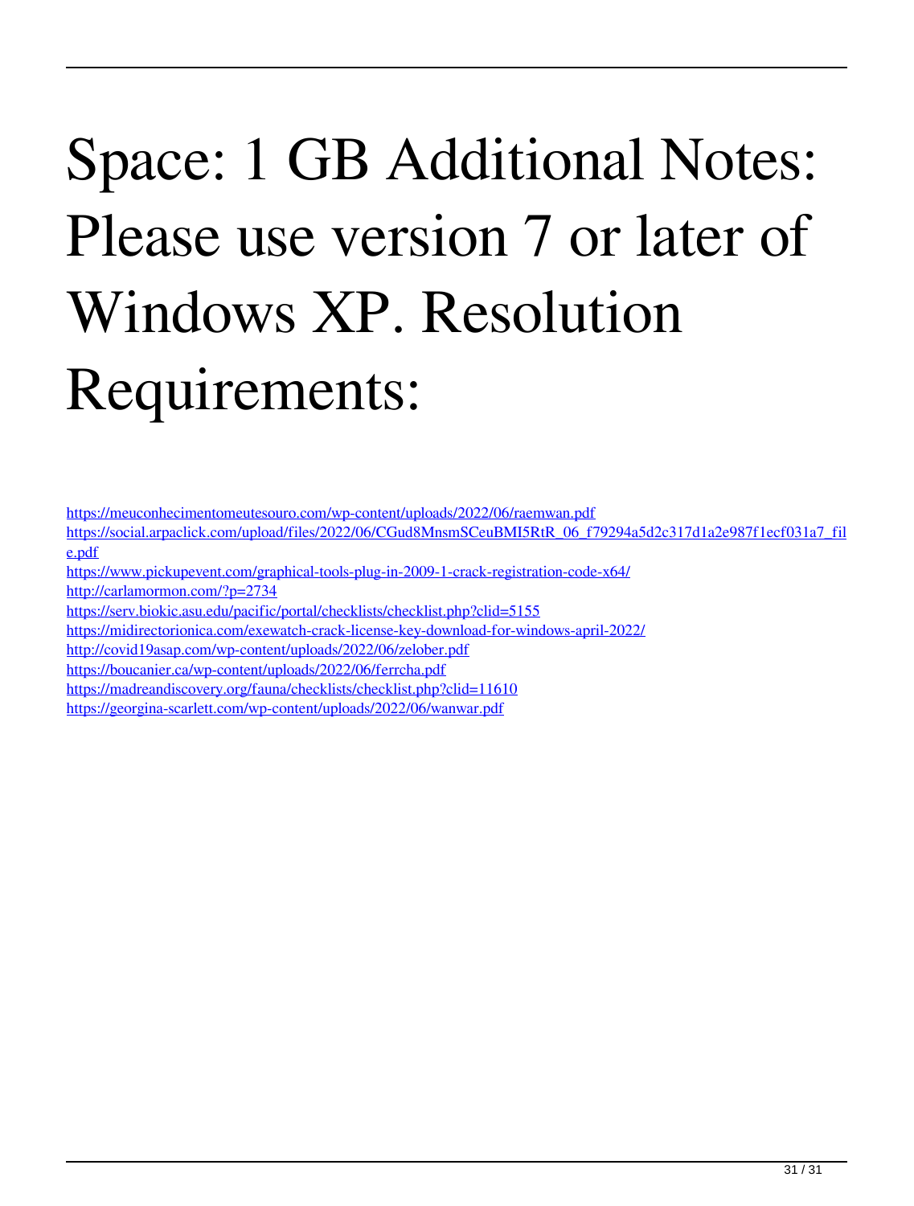Space: 1 GB Additional Notes: Please use version 7 or later of Windows XP. Resolution Requirements:

https://meuconhecimentomeutesouro.com/wp-content/uploads/2022/06/raemwan.pdf
https://social.arpaclick.com/upload/files/2022/06/CGud8MnsmSCeuBMI5RtR_06_f79294a5d2c317d1a2e987f1ecf031a7_file.pdf
https://www.pickupevent.com/graphical-tools-plug-in-2009-1-crack-registration-code-x64/
http://carlamormon.com/?p=2734
https://serv.biokic.asu.edu/pacific/portal/checklists/checklist.php?clid=5155
https://midirectorionica.com/exewatch-crack-license-key-download-for-windows-april-2022/
http://covid19asap.com/wp-content/uploads/2022/06/zelober.pdf
https://boucanier.ca/wp-content/uploads/2022/06/ferrcha.pdf
https://madreandiscovery.org/fauna/checklists/checklist.php?clid=11610
https://georgina-scarlett.com/wp-content/uploads/2022/06/wanwar.pdf